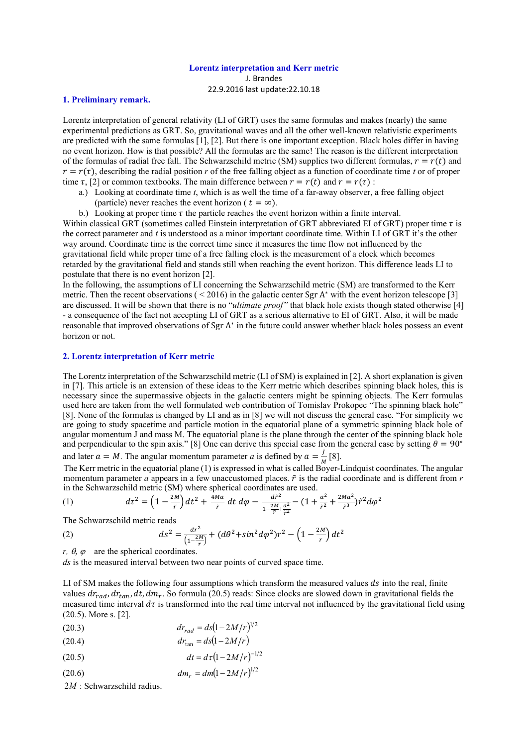# Lorentz interpretation and Kerr metric

J. Brandes

22.9.2016 last update:22.10.18

## 1. Preliminary remark.

Lorentz interpretation of general relativity (LI of GRT) uses the same formulas and makes (nearly) the same experimental predictions as GRT. So, gravitational waves and all the other well-known relativistic experiments are predicted with the same formulas [1], [2]. But there is one important exception. Black holes differ in having no event horizon. How is that possible? All the formulas are the same! The reason is the different interpretation of the formulas of radial free fall. The Schwarzschild metric (SM) supplies two different formulas, $r = r(t)$ and $r = r(\tau)$, describing the radial position *r* of the free falling object as a function of coordinate time *t* or of proper time $\tau$, [2] or common textbooks. The main difference between $r = r(t)$ and $r = r(\tau)$ :

a.) Looking at coordinate time *t*, which is as well the time of a far-away observer, a free falling object (particle) never reaches the event horizon ( $t = \infty$).

b.) Looking at proper time $\tau$ the particle reaches the event horizon within a finite interval.

Within classical GRT (sometimes called Einstein interpretation of GRT abbreviated EI of GRT) proper time $\tau$ is the correct parameter and *t* is understood as a minor important coordinate time. Within LI of GRT it's the other way around. Coordinate time is the correct time since it measures the time flow not influenced by the gravitational field while proper time of a free falling clock is the measurement of a clock which becomes retarded by the gravitational field and stands still when reaching the event horizon. This difference leads LI to postulate that there is no event horizon [2].

In the following, the assumptions of LI concerning the Schwarzschild metric (SM) are transformed to the Kerr metric. Then the recent observations ( < 2016) in the galactic center Sgr A* with the event horizon telescope [3] are discussed. It will be shown that there is no "*ultimate proof"* that black hole exists though stated otherwise [4] - a consequence of the fact not accepting LI of GRT as a serious alternative to EI of GRT. Also, it will be made reasonable that improved observations of Sgr A* in the future could answer whether black holes possess an event horizon or not.

## 2. Lorentz interpretation of Kerr metric

The Lorentz interpretation of the Schwarzschild metric (LI of SM) is explained in [2]. A short explanation is given in [7]. This article is an extension of these ideas to the Kerr metric which describes spinning black holes, this is necessary since the supermassive objects in the galactic centers might be spinning objects. The Kerr formulas used here are taken from the well formulated web contribution of Tomislav Prokopec "The spinning black hole" [8]. None of the formulas is changed by LI and as in [8] we will not discuss the general case. "For simplicity we are going to study spacetime and particle motion in the equatorial plane of a symmetric spinning black hole of angular momentum J and mass M. The equatorial plane is the plane through the center of the spinning black hole and perpendicular to the spin axis." [8] One can derive this special case from the general case by setting $\theta = 90°$ and later $a = M$. The angular momentum parameter *a* is defined by $a = \frac{J}{M}$ [8].

The Kerr metric in the equatorial plane (1) is expressed in what is called Boyer-Lindquist coordinates. The angular momentum parameter *a* appears in a few unaccustomed places. $\tilde{r}$ is the radial coordinate and is different from *r* in the Schwarzschild metric (SM) where spherical coordinates are used.

$$d\tau^2 = \left(1 - \frac{2M}{\tilde{r}}\right)dt^2 + \frac{4Ma}{\tilde{r}}\,dt\,d\varphi - \frac{d\tilde{r}^2}{1 - \frac{2M}{\tilde{r}} + \frac{a^2}{\tilde{r}^2}} - \left(1 + \frac{a^2}{\tilde{r}^2} + \frac{2Ma^2}{\tilde{r}^3}\right)\tilde{r}^2 d\varphi^2 \tag{1}$$

The Schwarzschild metric reads

$$ds^2 = \frac{dr^2}{\left(1 - \frac{2M}{r}\right)} + (d\theta^2 + \sin^2 d\varphi^2)r^2 - \left(1 - \frac{2M}{r}\right)dt^2 \tag{2}$$

*r, θ, φ* are the spherical coordinates.

*ds* is the measured interval between two near points of curved space time.

LI of SM makes the following four assumptions which transform the measured values $ds$ into the real, finite values $dr_{rad}, dr_{tan}, dt, dm_r$. So formula (20.5) reads: Since clocks are slowed down in gravitational fields the measured time interval $d\tau$ is transformed into the real time interval not influenced by the gravitational field using (20.5). More s. [2].

$$dr_{rad} = ds(1 - 2M/r)^{1/2} \tag{20.3}$$

$$dr_{\tan} = ds(1 - 2M/r) \tag{20.4}$$

$$dt = d\tau(1 - 2M/r)^{-1/2} \tag{20.5}$$

$$dm_r = dm(1 - 2M/r)^{1/2} \tag{20.6}$$

$2M$ : Schwarzschild radius.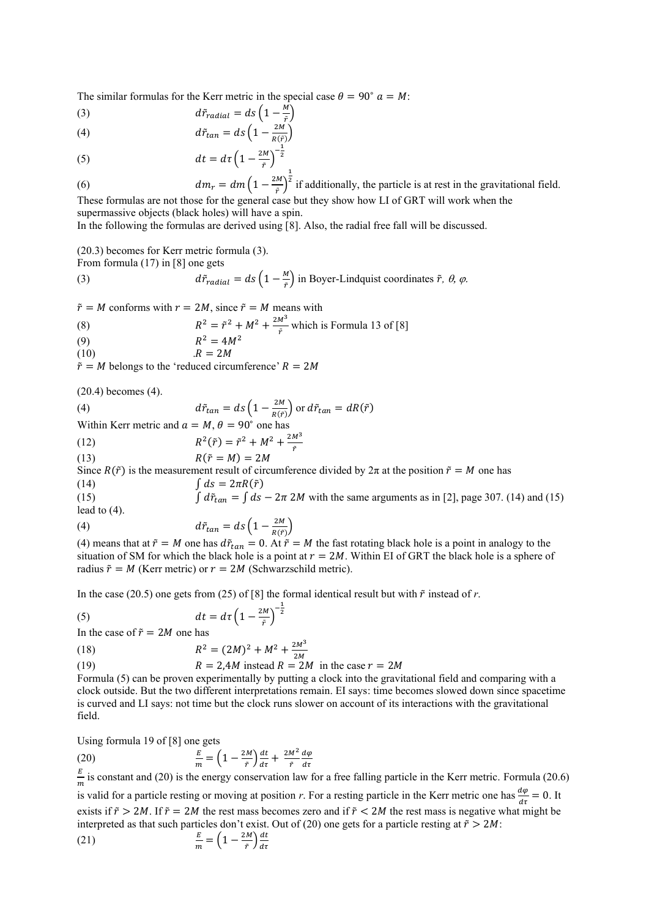The similar formulas for the Kerr metric in the special case $\theta = 90^{\circ}$ $a = M$:

(3) $$d\tilde{r}_{radial} = ds\left(1 - \frac{M}{\tilde{r}}\right)$$

(4) $$d\tilde{r}_{tan} = ds\left(1 - \frac{2M}{R(\tilde{r})}\right)$$

(5) $$dt = d\tau\left(1 - \frac{2M}{\tilde{r}}\right)^{-\frac{1}{2}}$$

(6) $$dm_r = dm\left(1 - \frac{2M}{\tilde{r}}\right)^{\frac{1}{2}}$$ if additionally, the particle is at rest in the gravitational field.

These formulas are not those for the general case but they show how LI of GRT will work when the supermassive objects (black holes) will have a spin.

In the following the formulas are derived using [8]. Also, the radial free fall will be discussed.

(20.3) becomes for Kerr metric formula (3).

From formula (17) in [8] one gets

(3) $$d\tilde{r}_{radial} = ds\left(1 - \frac{M}{\tilde{r}}\right)$$ in Boyer-Lindquist coordinates $\tilde{r}$, $\theta$, $\varphi$.

$\tilde{r} = M$ conforms with $r = 2M$, since $\tilde{r} = M$ means with

(8) $$R^2 = \tilde{r}^2 + M^2 + \frac{2M^3}{\tilde{r}}$$ which is Formula 13 of [8]

(9) $$R^2 = 4M^2$$

(10) $$.R = 2M$$

$\tilde{r} = M$ belongs to the 'reduced circumference' $R = 2M$

(20.4) becomes (4).

(4) $$d\tilde{r}_{tan} = ds\left(1 - \frac{2M}{R(\tilde{r})}\right)$$ or $d\tilde{r}_{tan} = dR(\tilde{r})$

Within Kerr metric and $a = M$, $\theta = 90^{\circ}$ one has

(12) $$R^2(\tilde{r}) = \tilde{r}^2 + M^2 + \frac{2M^3}{\tilde{r}}$$

(13) $$R(\tilde{r} = M) = 2M$$

Since $R(\tilde{r})$ is the measurement result of circumference divided by $2\pi$ at the position $\tilde{r} = M$ one has

(14) $$\int ds = 2\pi R(\tilde{r})$$

(15) $$\int d\tilde{r}_{tan} = \int ds - 2\pi\, 2M$$ with the same arguments as in [2], page 307. (14) and (15) lead to (4).

(4) $$d\tilde{r}_{tan} = ds\left(1 - \frac{2M}{R(\tilde{r})}\right)$$

(4) means that at $\tilde{r} = M$ one has $d\tilde{r}_{tan} = 0$. At $\tilde{r} = M$ the fast rotating black hole is a point in analogy to the situation of SM for which the black hole is a point at $r = 2M$. Within EI of GRT the black hole is a sphere of radius $\tilde{r} = M$ (Kerr metric) or $r = 2M$ (Schwarzschild metric).

In the case (20.5) one gets from (25) of [8] the formal identical result but with $\tilde{r}$ instead of *r*.

(5) $$dt = d\tau\left(1 - \frac{2M}{\tilde{r}}\right)^{-\frac{1}{2}}$$

In the case of $\tilde{r} = 2M$ one has

(18) $$R^2 = (2M)^2 + M^2 + \frac{2M^3}{2M}$$

(19) $$R = 2{,}4M \text{ instead } R = 2M$$ in the case $r = 2M$

Formula (5) can be proven experimentally by putting a clock into the gravitational field and comparing with a clock outside. But the two different interpretations remain. EI says: time becomes slowed down since spacetime is curved and LI says: not time but the clock runs slower on account of its interactions with the gravitational field.

Using formula 19 of [8] one gets

(20) $$\frac{E}{m} = \left(1 - \frac{2M}{\tilde{r}}\right)\frac{dt}{d\tau} + \frac{2M^2}{\tilde{r}}\frac{d\varphi}{d\tau}$$

$\frac{E}{m}$ is constant and (20) is the energy conservation law for a free falling particle in the Kerr metric. Formula (20.6) is valid for a particle resting or moving at position *r*. For a resting particle in the Kerr metric one has $\frac{d\varphi}{d\tau} = 0$. It exists if $\tilde{r} > 2M$. If $\tilde{r} = 2M$ the rest mass becomes zero and if $\tilde{r} < 2M$ the rest mass is negative what might be interpreted as that such particles don't exist. Out of (20) one gets for a particle resting at $\tilde{r} > 2M$:

(21) $$\frac{E}{m} = \left(1 - \frac{2M}{\tilde{r}}\right)\frac{dt}{d\tau}$$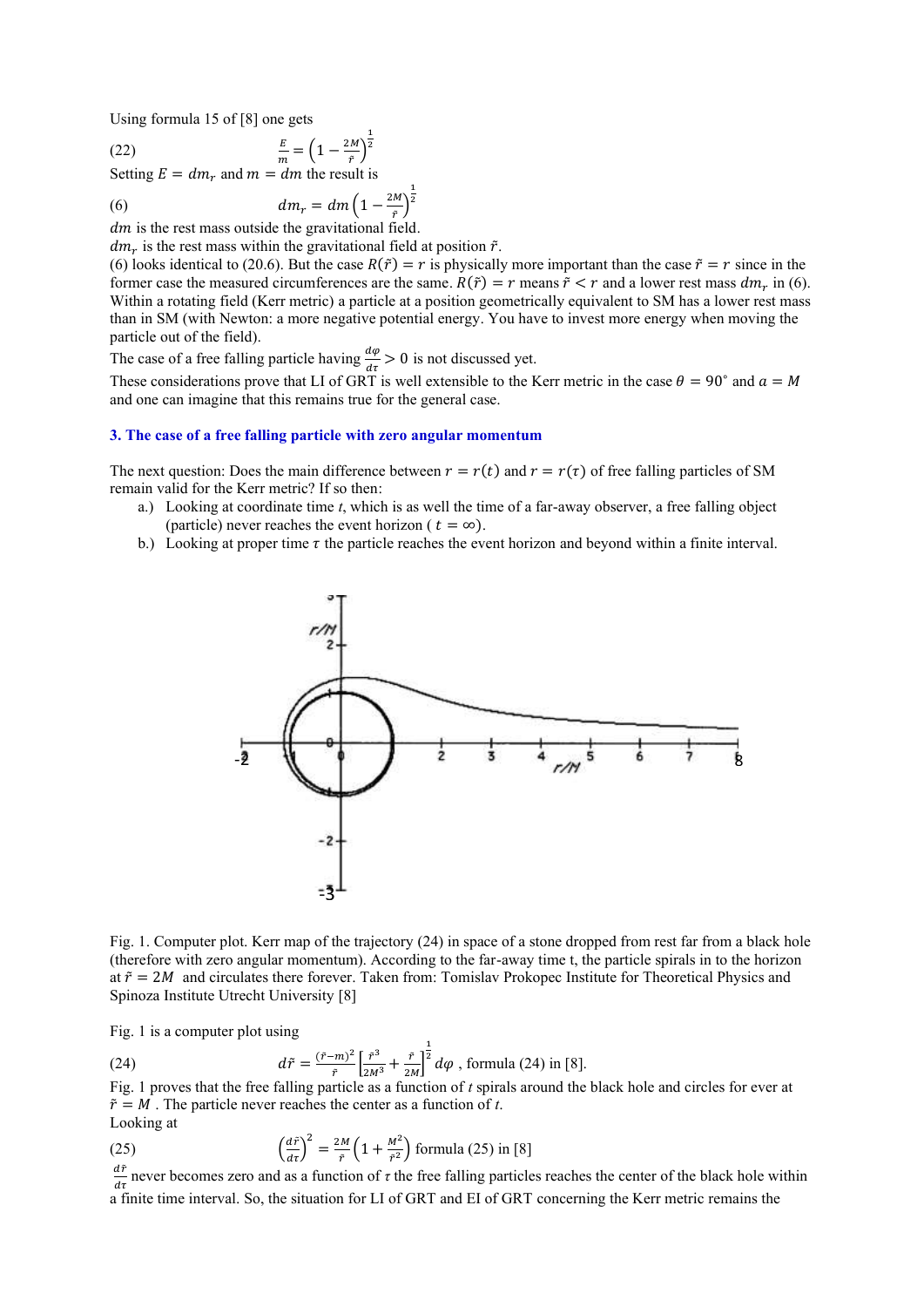Using formula 15 of [8] one gets

$$\frac{E}{m} = \left(1 - \frac{2M}{\tilde{r}}\right)^{\frac{1}{2}} \tag{22}$$

Setting $E = dm_r$ and $m = dm$ the result is

$$dm_r = dm\left(1 - \frac{2M}{\tilde{r}}\right)^{\frac{1}{2}} \tag{6}$$

$dm$ is the rest mass outside the gravitational field.

$dm_r$ is the rest mass within the gravitational field at position $\tilde{r}$.

(6) looks identical to (20.6). But the case $R(\tilde{r}) = r$ is physically more important than the case $\tilde{r} = r$ since in the former case the measured circumferences are the same. $R(\tilde{r}) = r$ means $\tilde{r} < r$ and a lower rest mass $dm_r$ in (6). Within a rotating field (Kerr metric) a particle at a position geometrically equivalent to SM has a lower rest mass than in SM (with Newton: a more negative potential energy. You have to invest more energy when moving the particle out of the field).

The case of a free falling particle having $\frac{d\varphi}{d\tau} > 0$ is not discussed yet.

These considerations prove that LI of GRT is well extensible to the Kerr metric in the case $\theta = 90°$ and $a = M$ and one can imagine that this remains true for the general case.

### 3. The case of a free falling particle with zero angular momentum

The next question: Does the main difference between $r = r(t)$ and $r = r(\tau)$ of free falling particles of SM remain valid for the Kerr metric? If so then:

a.) Looking at coordinate time *t*, which is as well the time of a far-away observer, a free falling object (particle) never reaches the event horizon ( $t = \infty$).

b.) Looking at proper time $\tau$ the particle reaches the event horizon and beyond within a finite interval.

Fig. 1. Computer plot. Kerr map of the trajectory (24) in space of a stone dropped from rest far from a black hole (therefore with zero angular momentum). According to the far-away time t, the particle spirals in to the horizon at $\tilde{r} = 2M$ and circulates there forever. Taken from: Tomislav Prokopec Institute for Theoretical Physics and Spinoza Institute Utrecht University [8]

Fig. 1 is a computer plot using

$$d\tilde{r} = \frac{(\tilde{r} - m)^2}{\tilde{r}}\left[\frac{\tilde{r}^3}{2M^3} + \frac{\tilde{r}}{2M}\right]^{\frac{1}{2}} d\varphi \tag{24}$$

, formula (24) in [8].

Fig. 1 proves that the free falling particle as a function of *t* spirals around the black hole and circles for ever at $\tilde{r} = M$ . The particle never reaches the center as a function of *t*.

Looking at

$$\left(\frac{d\tilde{r}}{d\tau}\right)^2 = \frac{2M}{\tilde{r}}\left(1 + \frac{M^2}{\tilde{r}^2}\right) \tag{25}$$

formula (25) in [8]

$\frac{d\tilde{r}}{d\tau}$ never becomes zero and as a function of $\tau$ the free falling particles reaches the center of the black hole within a finite time interval. So, the situation for LI of GRT and EI of GRT concerning the Kerr metric remains the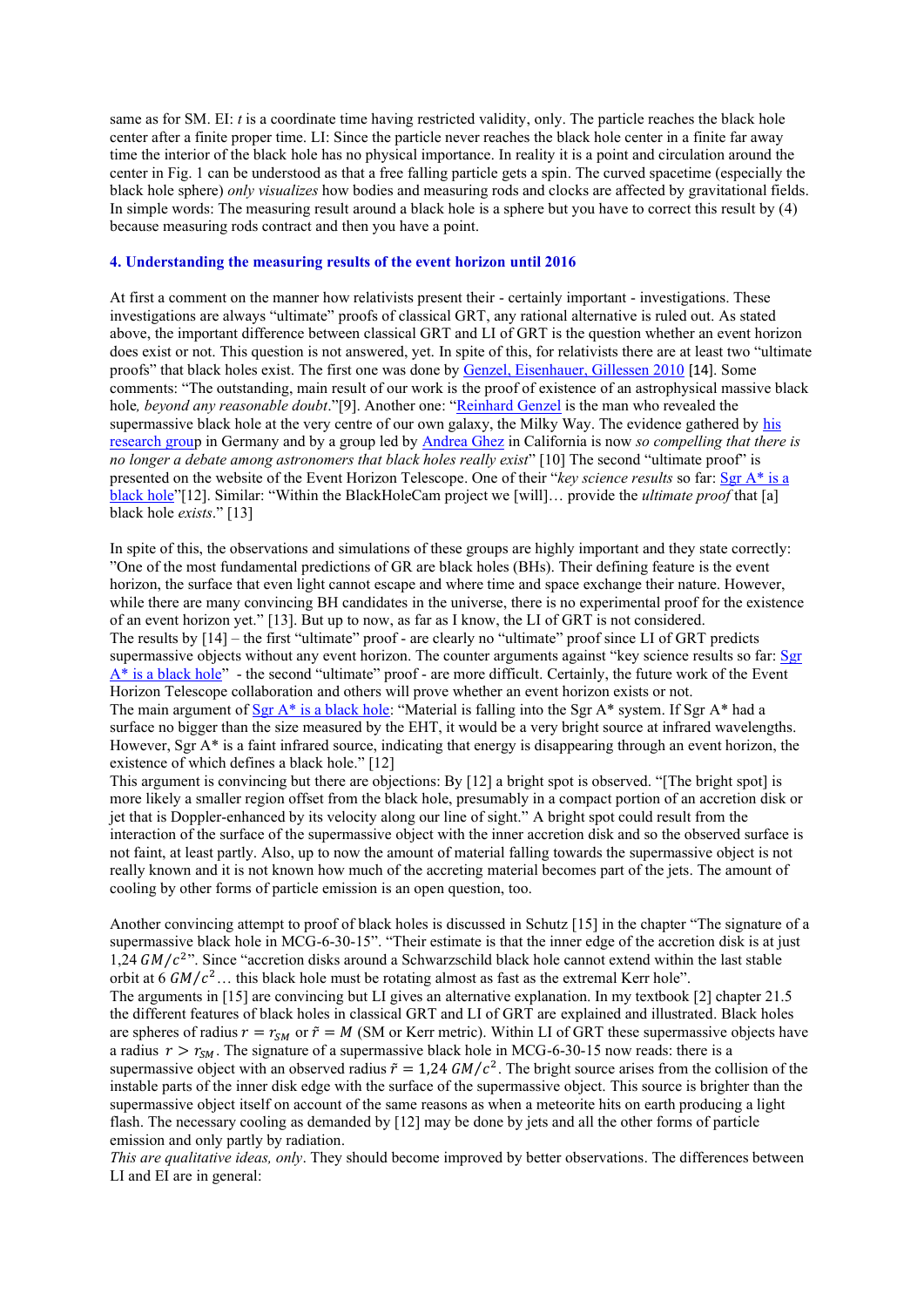same as for SM. EI: *t* is a coordinate time having restricted validity, only. The particle reaches the black hole center after a finite proper time. LI: Since the particle never reaches the black hole center in a finite far away time the interior of the black hole has no physical importance. In reality it is a point and circulation around the center in Fig. 1 can be understood as that a free falling particle gets a spin. The curved spacetime (especially the black hole sphere) *only visualizes* how bodies and measuring rods and clocks are affected by gravitational fields. In simple words: The measuring result around a black hole is a sphere but you have to correct this result by (4) because measuring rods contract and then you have a point.

## 4. Understanding the measuring results of the event horizon until 2016

At first a comment on the manner how relativists present their - certainly important - investigations. These investigations are always "ultimate" proofs of classical GRT, any rational alternative is ruled out. As stated above, the important difference between classical GRT and LI of GRT is the question whether an event horizon does exist or not. This question is not answered, yet. In spite of this, for relativists there are at least two "ultimate proofs" that black holes exist. The first one was done by Genzel, Eisenhauer, Gillessen 2010 [14]. Some comments: "The outstanding, main result of our work is the proof of existence of an astrophysical massive black hole, *beyond any reasonable doubt*."[9]. Another one: "Reinhard Genzel is the man who revealed the supermassive black hole at the very centre of our own galaxy, the Milky Way. The evidence gathered by his research group in Germany and by a group led by Andrea Ghez in California is now *so compelling that there is no longer a debate among astronomers that black holes really exist*" [10] The second "ultimate proof" is presented on the website of the Event Horizon Telescope. One of their "*key science results* so far: Sgr A* is a black hole"[12]. Similar: "Within the BlackHoleCam project we [will]… provide the *ultimate proof* that [a] black hole *exists*." [13]

In spite of this, the observations and simulations of these groups are highly important and they state correctly: "One of the most fundamental predictions of GR are black holes (BHs). Their defining feature is the event horizon, the surface that even light cannot escape and where time and space exchange their nature. However, while there are many convincing BH candidates in the universe, there is no experimental proof for the existence of an event horizon yet." [13]. But up to now, as far as I know, the LI of GRT is not considered.
The results by [14] – the first "ultimate" proof - are clearly no "ultimate" proof since LI of GRT predicts supermassive objects without any event horizon. The counter arguments against "key science results so far: Sgr A* is a black hole" - the second "ultimate" proof - are more difficult. Certainly, the future work of the Event Horizon Telescope collaboration and others will prove whether an event horizon exists or not.
The main argument of Sgr A* is a black hole: "Material is falling into the Sgr A* system. If Sgr A* had a surface no bigger than the size measured by the EHT, it would be a very bright source at infrared wavelengths. However, Sgr A* is a faint infrared source, indicating that energy is disappearing through an event horizon, the existence of which defines a black hole." [12]
This argument is convincing but there are objections: By [12] a bright spot is observed. "[The bright spot] is more likely a smaller region offset from the black hole, presumably in a compact portion of an accretion disk or jet that is Doppler-enhanced by its velocity along our line of sight." A bright spot could result from the interaction of the surface of the supermassive object with the inner accretion disk and so the observed surface is not faint, at least partly. Also, up to now the amount of material falling towards the supermassive object is not really known and it is not known how much of the accreting material becomes part of the jets. The amount of cooling by other forms of particle emission is an open question, too.

Another convincing attempt to proof of black holes is discussed in Schutz [15] in the chapter "The signature of a supermassive black hole in MCG-6-30-15". "Their estimate is that the inner edge of the accretion disk is at just 1,24 $GM/c^2$". Since "accretion disks around a Schwarzschild black hole cannot extend within the last stable orbit at 6 $GM/c^2$… this black hole must be rotating almost as fast as the extremal Kerr hole".
The arguments in [15] are convincing but LI gives an alternative explanation. In my textbook [2] chapter 21.5 the different features of black holes in classical GRT and LI of GRT are explained and illustrated. Black holes are spheres of radius $r = r_{SM}$ or $\tilde{r} = M$ (SM or Kerr metric). Within LI of GRT these supermassive objects have a radius $r > r_{SM}$. The signature of a supermassive black hole in MCG-6-30-15 now reads: there is a supermassive object with an observed radius $\tilde{r} = 1{,}24\ GM/c^2$. The bright source arises from the collision of the instable parts of the inner disk edge with the surface of the supermassive object. This source is brighter than the supermassive object itself on account of the same reasons as when a meteorite hits on earth producing a light flash. The necessary cooling as demanded by [12] may be done by jets and all the other forms of particle emission and only partly by radiation.
*This are qualitative ideas, only*. They should become improved by better observations. The differences between LI and EI are in general: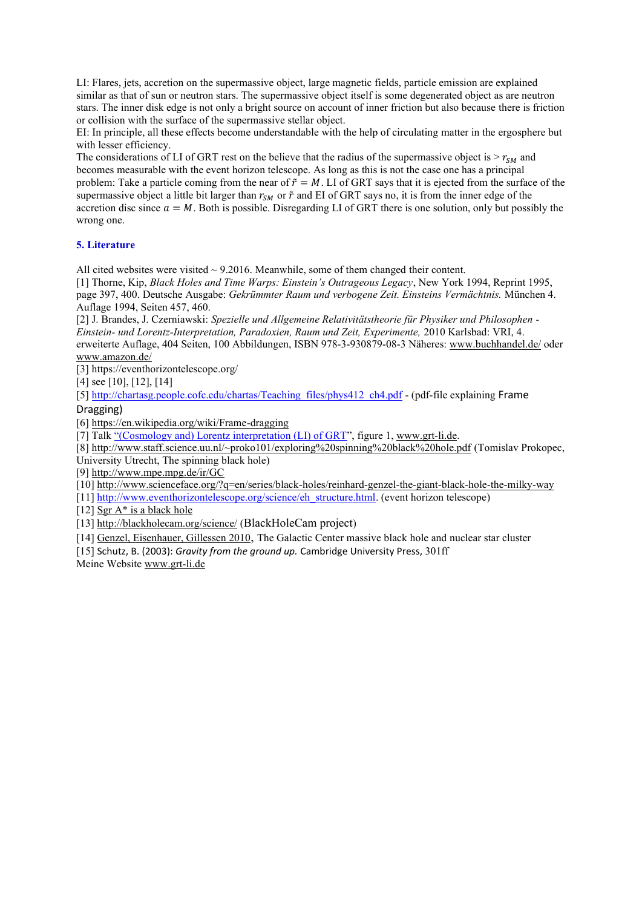LI: Flares, jets, accretion on the supermassive object, large magnetic fields, particle emission are explained similar as that of sun or neutron stars. The supermassive object itself is some degenerated object as are neutron stars. The inner disk edge is not only a bright source on account of inner friction but also because there is friction or collision with the surface of the supermassive stellar object.

EI: In principle, all these effects become understandable with the help of circulating matter in the ergosphere but with lesser efficiency.

The considerations of LI of GRT rest on the believe that the radius of the supermassive object is > $r_{SM}$ and becomes measurable with the event horizon telescope. As long as this is not the case one has a principal problem: Take a particle coming from the near of $\tilde{r} = M$. LI of GRT says that it is ejected from the surface of the supermassive object a little bit larger than $r_{SM}$ or $\tilde{r}$ and EI of GRT says no, it is from the inner edge of the accretion disc since $a = M$. Both is possible. Disregarding LI of GRT there is one solution, only but possibly the wrong one.

## 5. Literature

All cited websites were visited ~ 9.2016. Meanwhile, some of them changed their content.

[1] Thorne, Kip, *Black Holes and Time Warps: Einstein's Outrageous Legacy*, New York 1994, Reprint 1995, page 397, 400. Deutsche Ausgabe: *Gekrümmter Raum und verbogene Zeit. Einsteins Vermächtnis.* München 4. Auflage 1994, Seiten 457, 460.

[2] J. Brandes, J. Czerniawski: *Spezielle und Allgemeine Relativitätstheorie für Physiker und Philosophen - Einstein- und Lorentz-Interpretation, Paradoxien, Raum und Zeit, Experimente,* 2010 Karlsbad: VRI, 4. erweiterte Auflage, 404 Seiten, 100 Abbildungen, ISBN 978-3-930879-08-3 Näheres: www.buchhandel.de/ oder www.amazon.de/

[3] https://eventhorizontelescope.org/

[4] see [10], [12], [14]

[5] http://chartasg.people.cofc.edu/chartas/Teaching_files/phys412_ch4.pdf - (pdf-file explaining Frame Dragging)

[6] https://en.wikipedia.org/wiki/Frame-dragging

[7] Talk "(Cosmology and) Lorentz interpretation (LI) of GRT", figure 1, www.grt-li.de.

[8] http://www.staff.science.uu.nl/~proko101/exploring%20spinning%20black%20hole.pdf (Tomislav Prokopec, University Utrecht, The spinning black hole)

[9] http://www.mpe.mpg.de/ir/GC

[10] http://www.scienceface.org/?q=en/series/black-holes/reinhard-genzel-the-giant-black-hole-the-milky-way

[11] http://www.eventhorizontelescope.org/science/eh_structure.html. (event horizon telescope)

[12] Sgr A* is a black hole

[13] http://blackholecam.org/science/ (BlackHoleCam project)

[14] Genzel, Eisenhauer, Gillessen 2010, The Galactic Center massive black hole and nuclear star cluster

[15] Schutz, B. (2003): *Gravity from the ground up.* Cambridge University Press, 301ff

Meine Website www.grt-li.de